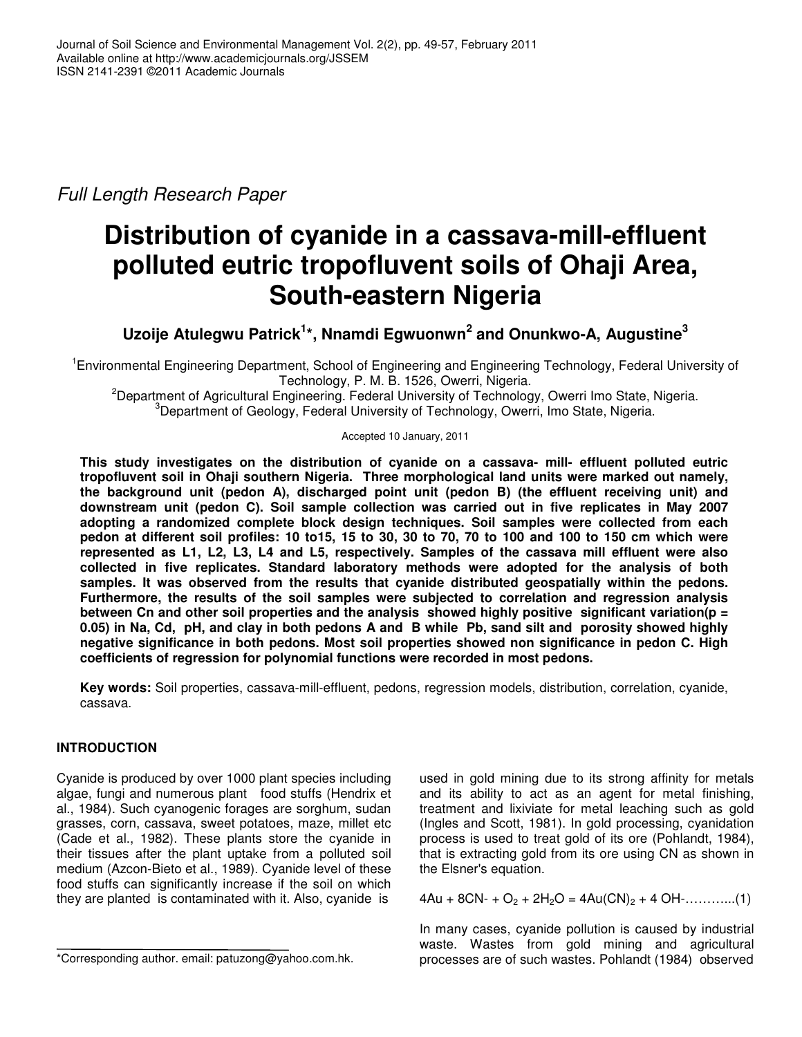*Full Length Research Paper*

# Distribution of cyanide in a cassava-mill-effluent polluted eutric tropofluvent soils of Ohaji Area, South-eastern Nigeria

**Uzoije Atulegwu Patrick[1]*, Nnamdi Egwuonwn[2] and Onunkwo-A, Augustine[3]**

[1]Environmental Engineering Department, School of Engineering and Engineering Technology, Federal University of Technology, P. M. B. 1526, Owerri, Nigeria.
[2]Department of Agricultural Engineering. Federal University of Technology, Owerri Imo State, Nigeria.
[3]Department of Geology, Federal University of Technology, Owerri, Imo State, Nigeria.

Accepted 10 January, 2011

**This study investigates on the distribution of cyanide on a cassava- mill- effluent polluted eutric tropofluvent soil in Ohaji southern Nigeria. Three morphological land units were marked out namely, the background unit (pedon A), discharged point unit (pedon B) (the effluent receiving unit) and downstream unit (pedon C). Soil sample collection was carried out in five replicates in May 2007 adopting a randomized complete block design techniques. Soil samples were collected from each pedon at different soil profiles: 10 to15, 15 to 30, 30 to 70, 70 to 100 and 100 to 150 cm which were represented as L1, L2, L3, L4 and L5, respectively. Samples of the cassava mill effluent were also collected in five replicates. Standard laboratory methods were adopted for the analysis of both samples. It was observed from the results that cyanide distributed geospatially within the pedons. Furthermore, the results of the soil samples were subjected to correlation and regression analysis between Cn and other soil properties and the analysis showed highly positive significant variation($p$ = 0.05) in Na, Cd, pH, and clay in both pedons A and B while Pb, sand silt and porosity showed highly negative significance in both pedons. Most soil properties showed non significance in pedon C. High coefficients of regression for polynomial functions were recorded in most pedons.**

**Key words:** Soil properties, cassava-mill-effluent, pedons, regression models, distribution, correlation, cyanide, cassava.

## INTRODUCTION

Cyanide is produced by over 1000 plant species including algae, fungi and numerous plant food stuffs (Hendrix et al., 1984). Such cyanogenic forages are sorghum, sudan grasses, corn, cassava, sweet potatoes, maze, millet etc (Cade et al., 1982). These plants store the cyanide in their tissues after the plant uptake from a polluted soil medium (Azcon-Bieto et al., 1989). Cyanide level of these food stuffs can significantly increase if the soil on which they are planted is contaminated with it. Also, cyanide is used in gold mining due to its strong affinity for metals and its ability to act as an agent for metal finishing, treatment and lixiviate for metal leaching such as gold (Ingles and Scott, 1981). In gold processing, cyanidation process is used to treat gold of its ore (Pohlandt, 1984), that is extracting gold from its ore using CN as shown in the Elsner's equation.

$$4Au + 8CN^- + O_2 + 2H_2O = 4Au(CN)_2 + 4\,OH^- \quad \ldots\ldots\ldots\ldots(1)$$

In many cases, cyanide pollution is caused by industrial waste. Wastes from gold mining and agricultural processes are of such wastes. Pohlandt (1984) observed

*Corresponding author. email: patuzong@yahoo.com.hk.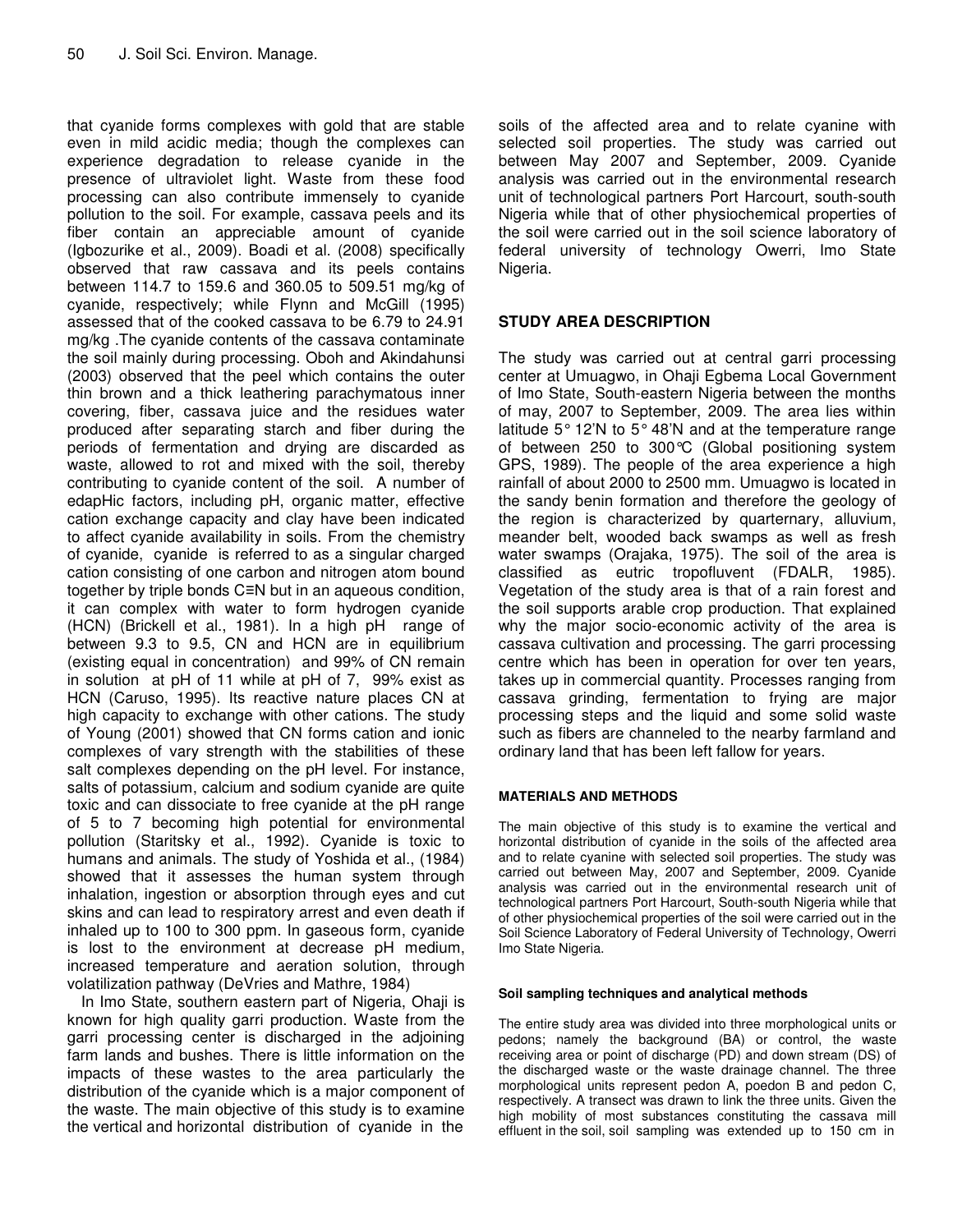that cyanide forms complexes with gold that are stable even in mild acidic media; though the complexes can experience degradation to release cyanide in the presence of ultraviolet light. Waste from these food processing can also contribute immensely to cyanide pollution to the soil. For example, cassava peels and its fiber contain an appreciable amount of cyanide (Igbozurike et al., 2009). Boadi et al. (2008) specifically observed that raw cassava and its peels contains between 114.7 to 159.6 and 360.05 to 509.51 mg/kg of cyanide, respectively; while Flynn and McGill (1995) assessed that of the cooked cassava to be 6.79 to 24.91 mg/kg .The cyanide contents of the cassava contaminate the soil mainly during processing. Oboh and Akindahunsi (2003) observed that the peel which contains the outer thin brown and a thick leathering parachymatous inner covering, fiber, cassava juice and the residues water produced after separating starch and fiber during the periods of fermentation and drying are discarded as waste, allowed to rot and mixed with the soil, thereby contributing to cyanide content of the soil. A number of edapHic factors, including pH, organic matter, effective cation exchange capacity and clay have been indicated to affect cyanide availability in soils. From the chemistry of cyanide, cyanide is referred to as a singular charged cation consisting of one carbon and nitrogen atom bound together by triple bonds C≡N but in an aqueous condition, it can complex with water to form hydrogen cyanide (HCN) (Brickell et al., 1981). In a high pH range of between 9.3 to 9.5, CN and HCN are in equilibrium (existing equal in concentration) and 99% of CN remain in solution at pH of 11 while at pH of 7, 99% exist as HCN (Caruso, 1995). Its reactive nature places CN at high capacity to exchange with other cations. The study of Young (2001) showed that CN forms cation and ionic complexes of vary strength with the stabilities of these salt complexes depending on the pH level. For instance, salts of potassium, calcium and sodium cyanide are quite toxic and can dissociate to free cyanide at the pH range of 5 to 7 becoming high potential for environmental pollution (Staritsky et al., 1992). Cyanide is toxic to humans and animals. The study of Yoshida et al., (1984) showed that it assesses the human system through inhalation, ingestion or absorption through eyes and cut skins and can lead to respiratory arrest and even death if inhaled up to 100 to 300 ppm. In gaseous form, cyanide is lost to the environment at decrease pH medium, increased temperature and aeration solution, through volatilization pathway (DeVries and Mathre, 1984)

In Imo State, southern eastern part of Nigeria, Ohaji is known for high quality garri production. Waste from the garri processing center is discharged in the adjoining farm lands and bushes. There is little information on the impacts of these wastes to the area particularly the distribution of the cyanide which is a major component of the waste. The main objective of this study is to examine the vertical and horizontal distribution of cyanide in the soils of the affected area and to relate cyanine with selected soil properties. The study was carried out between May 2007 and September, 2009. Cyanide analysis was carried out in the environmental research unit of technological partners Port Harcourt, south-south Nigeria while that of other physiochemical properties of the soil were carried out in the soil science laboratory of federal university of technology Owerri, Imo State Nigeria.

## STUDY AREA DESCRIPTION

The study was carried out at central garri processing center at Umuagwo, in Ohaji Egbema Local Government of Imo State, South-eastern Nigeria between the months of may, 2007 to September, 2009. The area lies within latitude 5° 12'N to 5° 48'N and at the temperature range of between 250 to 300°C (Global positioning system GPS, 1989). The people of the area experience a high rainfall of about 2000 to 2500 mm. Umuagwo is located in the sandy benin formation and therefore the geology of the region is characterized by quarternary, alluvium, meander belt, wooded back swamps as well as fresh water swamps (Orajaka, 1975). The soil of the area is classified as eutric tropofluvent (FDALR, 1985). Vegetation of the study area is that of a rain forest and the soil supports arable crop production. That explained why the major socio-economic activity of the area is cassava cultivation and processing. The garri processing centre which has been in operation for over ten years, takes up in commercial quantity. Processes ranging from cassava grinding, fermentation to frying are major processing steps and the liquid and some solid waste such as fibers are channeled to the nearby farmland and ordinary land that has been left fallow for years.

## MATERIALS AND METHODS

The main objective of this study is to examine the vertical and horizontal distribution of cyanide in the soils of the affected area and to relate cyanine with selected soil properties. The study was carried out between May, 2007 and September, 2009. Cyanide analysis was carried out in the environmental research unit of technological partners Port Harcourt, South-south Nigeria while that of other physiochemical properties of the soil were carried out in the Soil Science Laboratory of Federal University of Technology, Owerri Imo State Nigeria.

### Soil sampling techniques and analytical methods

The entire study area was divided into three morphological units or pedons; namely the background (BA) or control, the waste receiving area or point of discharge (PD) and down stream (DS) of the discharged waste or the waste drainage channel. The three morphological units represent pedon A, poedon B and pedon C, respectively. A transect was drawn to link the three units. Given the high mobility of most substances constituting the cassava mill effluent in the soil, soil sampling was extended up to 150 cm in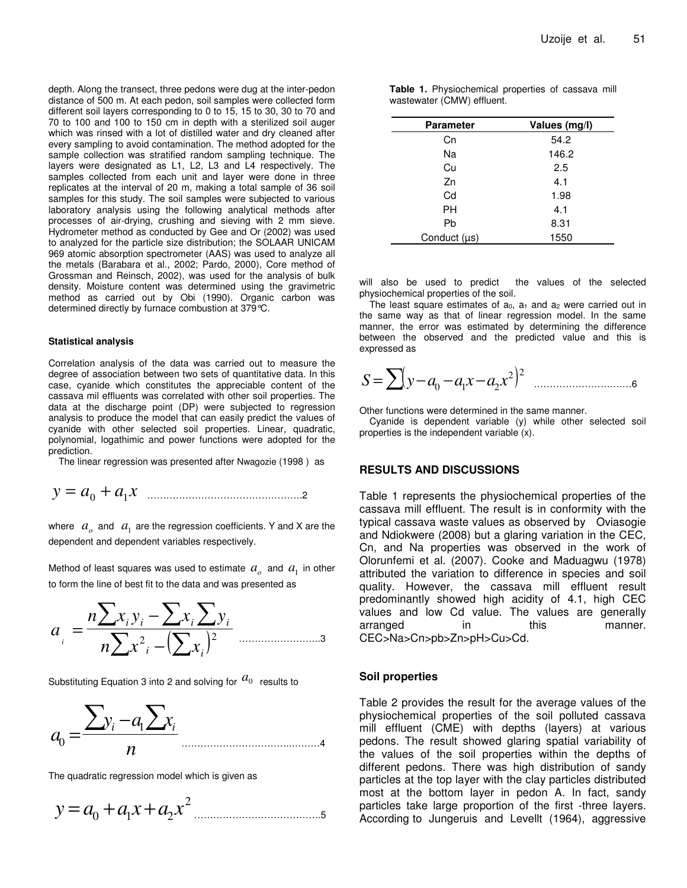depth. Along the transect, three pedons were dug at the inter-pedon distance of 500 m. At each pedon, soil samples were collected form different soil layers corresponding to 0 to 15, 15 to 30, 30 to 70 and 70 to 100 and 100 to 150 cm in depth with a sterilized soil auger which was rinsed with a lot of distilled water and dry cleaned after every sampling to avoid contamination. The method adopted for the sample collection was stratified random sampling technique. The layers were designated as L1, L2, L3 and L4 respectively. The samples collected from each unit and layer were done in three replicates at the interval of 20 m, making a total sample of 36 soil samples for this study. The soil samples were subjected to various laboratory analysis using the following analytical methods after processes of air-drying, crushing and sieving with 2 mm sieve. Hydrometer method as conducted by Gee and Or (2002) was used to analyzed for the particle size distribution; the SOLAAR UNICAM 969 atomic absorption spectrometer (AAS) was used to analyze all the metals (Barabara et al., 2002; Pardo, 2000), Core method of Grossman and Reinsch, 2002), was used for the analysis of bulk density. Moisture content was determined using the gravimetric method as carried out by Obi (1990). Organic carbon was determined directly by furnace combustion at 379°C.

#### Statistical analysis

Correlation analysis of the data was carried out to measure the degree of association between two sets of quantitative data. In this case, cyanide which constitutes the appreciable content of the cassava mil effluents was correlated with other soil properties. The data at the discharge point (DP) were subjected to regression analysis to produce the model that can easily predict the values of cyanide with other selected soil properties. Linear, quadratic, polynomial, logathimic and power functions were adopted for the prediction.

The linear regression was presented after Nwagozie (1998 ) as

$$y = a_0 + a_1 x \quad \text{.................................................2}$$

where $a_o$ and $a_1$ are the regression coefficients. Y and X are the dependent and dependent variables respectively.

Method of least squares was used to estimate $a_o$ and $a_1$ in other to form the line of best fit to the data and was presented as

$$a_i = \frac{n\sum x_i y_i - \sum x_i \sum y_i}{n\sum x^2_i - \left(\sum x_i\right)^2} \quad \text{.........................3}$$

Substituting Equation 3 into 2 and solving for $a_0$ results to

$$a_0 = \frac{\sum y_i - a_1 \sum x_i}{n} \quad \text{...........................................4}$$

The quadratic regression model which is given as

$$y = a_0 + a_1 x + a_2 x^2 \quad \text{.......................................5}$$

**Table 1.** Physiochemical properties of cassava mill wastewater (CMW) effluent.

| Parameter | Values (mg/l) |
|---|---|
| Cn | 54.2 |
| Na | 146.2 |
| Cu | 2.5 |
| Zn | 4.1 |
| Cd | 1.98 |
| PH | 4.1 |
| Pb | 8.31 |
| Conduct (µs) | 1550 |

will also be used to predict the values of the selected physiochemical properties of the soil.

The least square estimates of $a_0$, $a_1$ and $a_2$ were carried out in the same way as that of linear regression model. In the same manner, the error was estimated by determining the difference between the observed and the predicted value and this is expressed as

$$S = \sum\left(y - a_0 - a_1 x - a_2 x^2\right)^2 \quad \text{...............................6}$$

Other functions were determined in the same manner.

Cyanide is dependent variable (y) while other selected soil properties is the independent variable (x).

## RESULTS AND DISCUSSIONS

Table 1 represents the physiochemical properties of the cassava mill effluent. The result is in conformity with the typical cassava waste values as observed by Oviasogie and Ndiokwere (2008) but a glaring variation in the CEC, Cn, and Na properties was observed in the work of Olorunfemi et al. (2007). Cooke and Maduagwu (1978) attributed the variation to difference in species and soil quality. However, the cassava mill effluent result predominantly showed high acidity of 4.1, high CEC values and low Cd value. The values are generally arranged in this manner. CEC>Na>Cn>pb>Zn>pH>Cu>Cd.

### Soil properties

Table 2 provides the result for the average values of the physiochemical properties of the soil polluted cassava mill effluent (CME) with depths (layers) at various pedons. The result showed glaring spatial variability of the values of the soil properties within the depths of different pedons. There was high distribution of sandy particles at the top layer with the clay particles distributed most at the bottom layer in pedon A. In fact, sandy particles take large proportion of the first -three layers. According to Jungeruis and Levellt (1964), aggressive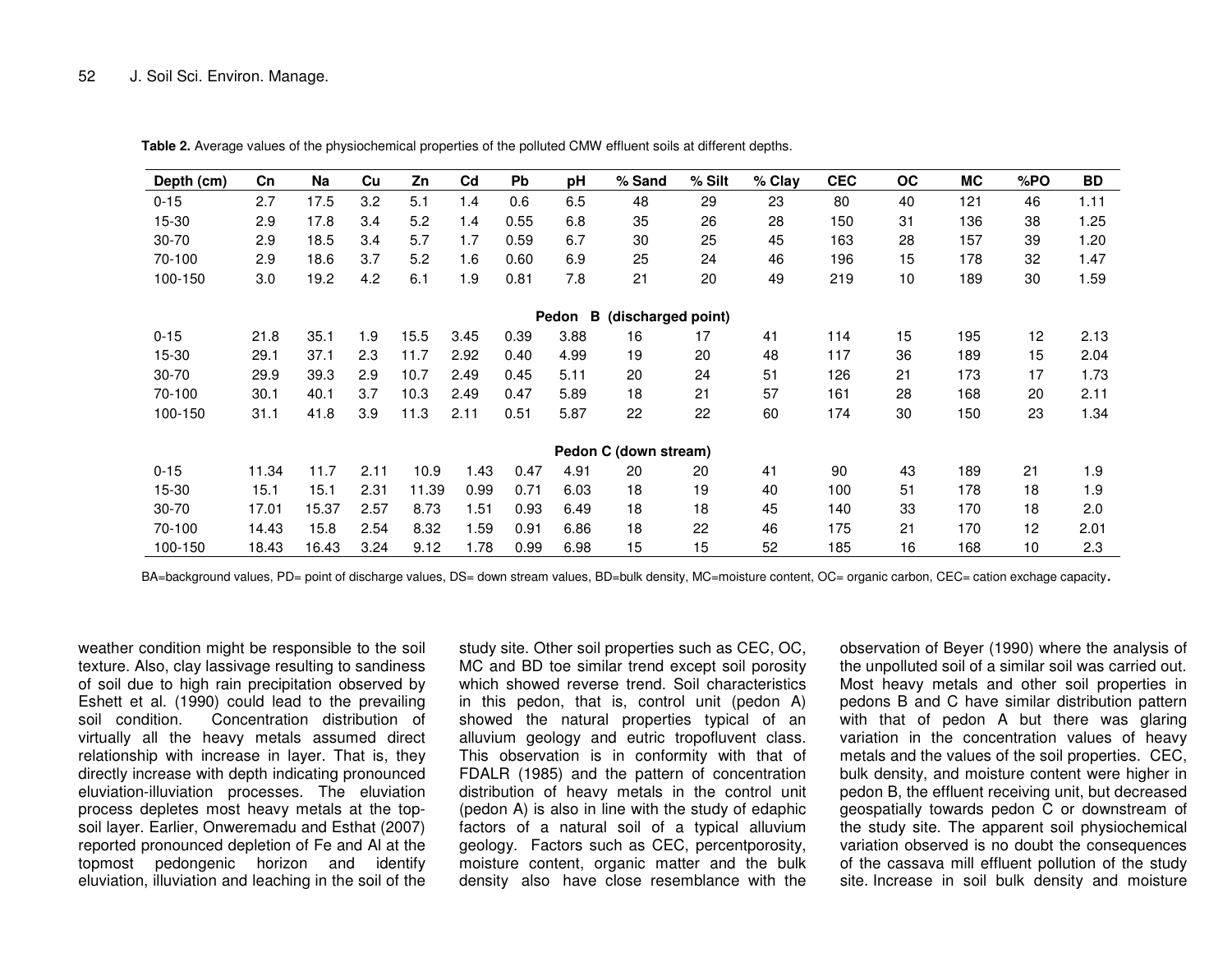**Table 2.** Average values of the physiochemical properties of the polluted CMW effluent soils at different depths.

| Depth (cm) | Cn | Na | Cu | Zn | Cd | Pb | pH | % Sand | % Silt | % Clay | CEC | OC | MC | %PO | BD |
|---|---|---|---|---|---|---|---|---|---|---|---|---|---|---|---|
| 0-15 | 2.7 | 17.5 | 3.2 | 5.1 | 1.4 | 0.6 | 6.5 | 48 | 29 | 23 | 80 | 40 | 121 | 46 | 1.11 |
| 15-30 | 2.9 | 17.8 | 3.4 | 5.2 | 1.4 | 0.55 | 6.8 | 35 | 26 | 28 | 150 | 31 | 136 | 38 | 1.25 |
| 30-70 | 2.9 | 18.5 | 3.4 | 5.7 | 1.7 | 0.59 | 6.7 | 30 | 25 | 45 | 163 | 28 | 157 | 39 | 1.20 |
| 70-100 | 2.9 | 18.6 | 3.7 | 5.2 | 1.6 | 0.60 | 6.9 | 25 | 24 | 46 | 196 | 15 | 178 | 32 | 1.47 |
| 100-150 | 3.0 | 19.2 | 4.2 | 6.1 | 1.9 | 0.81 | 7.8 | 21 | 20 | 49 | 219 | 10 | 189 | 30 | 1.59 |
| **Pedon B (discharged point)** | | | | | | | | | | | | | | | |
| 0-15 | 21.8 | 35.1 | 1.9 | 15.5 | 3.45 | 0.39 | 3.88 | 16 | 17 | 41 | 114 | 15 | 195 | 12 | 2.13 |
| 15-30 | 29.1 | 37.1 | 2.3 | 11.7 | 2.92 | 0.40 | 4.99 | 19 | 20 | 48 | 117 | 36 | 189 | 15 | 2.04 |
| 30-70 | 29.9 | 39.3 | 2.9 | 10.7 | 2.49 | 0.45 | 5.11 | 20 | 24 | 51 | 126 | 21 | 173 | 17 | 1.73 |
| 70-100 | 30.1 | 40.1 | 3.7 | 10.3 | 2.49 | 0.47 | 5.89 | 18 | 21 | 57 | 161 | 28 | 168 | 20 | 2.11 |
| 100-150 | 31.1 | 41.8 | 3.9 | 11.3 | 2.11 | 0.51 | 5.87 | 22 | 22 | 60 | 174 | 30 | 150 | 23 | 1.34 |
| **Pedon C (down stream)** | | | | | | | | | | | | | | | |
| 0-15 | 11.34 | 11.7 | 2.11 | 10.9 | 1.43 | 0.47 | 4.91 | 20 | 20 | 41 | 90 | 43 | 189 | 21 | 1.9 |
| 15-30 | 15.1 | 15.1 | 2.31 | 11.39 | 0.99 | 0.71 | 6.03 | 18 | 19 | 40 | 100 | 51 | 178 | 18 | 1.9 |
| 30-70 | 17.01 | 15.37 | 2.57 | 8.73 | 1.51 | 0.93 | 6.49 | 18 | 18 | 45 | 140 | 33 | 170 | 18 | 2.0 |
| 70-100 | 14.43 | 15.8 | 2.54 | 8.32 | 1.59 | 0.91 | 6.86 | 18 | 22 | 46 | 175 | 21 | 170 | 12 | 2.01 |
| 100-150 | 18.43 | 16.43 | 3.24 | 9.12 | 1.78 | 0.99 | 6.98 | 15 | 15 | 52 | 185 | 16 | 168 | 10 | 2.3 |

BA=background values, PD= point of discharge values, DS= down stream values, BD=bulk density, MC=moisture content, OC= organic carbon, CEC= cation exchage capacity.

weather condition might be responsible to the soil texture. Also, clay lassivage resulting to sandiness of soil due to high rain precipitation observed by Eshett et al. (1990) could lead to the prevailing soil condition. Concentration distribution of virtually all the heavy metals assumed direct relationship with increase in layer. That is, they directly increase with depth indicating pronounced eluviation-illuviation processes. The eluviation process depletes most heavy metals at the top-soil layer. Earlier, Onweremadu and Esthat (2007) reported pronounced depletion of Fe and Al at the topmost pedongenic horizon and identify eluviation, illuviation and leaching in the soil of the study site. Other soil properties such as CEC, OC, MC and BD toe similar trend except soil porosity which showed reverse trend. Soil characteristics in this pedon, that is, control unit (pedon A) showed the natural properties typical of an alluvium geology and eutric tropofluvent class. This observation is in conformity with that of FDALR (1985) and the pattern of concentration distribution of heavy metals in the control unit (pedon A) is also in line with the study of edaphic factors of a natural soil of a typical alluvium geology. Factors such as CEC, percentporosity, moisture content, organic matter and the bulk density also have close resemblance with the observation of Beyer (1990) where the analysis of the unpolluted soil of a similar soil was carried out. Most heavy metals and other soil properties in pedons B and C have similar distribution pattern with that of pedon A but there was glaring variation in the concentration values of heavy metals and the values of the soil properties. CEC, bulk density, and moisture content were higher in pedon B, the effluent receiving unit, but decreased geospatially towards pedon C or downstream of the study site. The apparent soil physiochemical variation observed is no doubt the consequences of the cassava mill effluent pollution of the study site. Increase in soil bulk density and moisture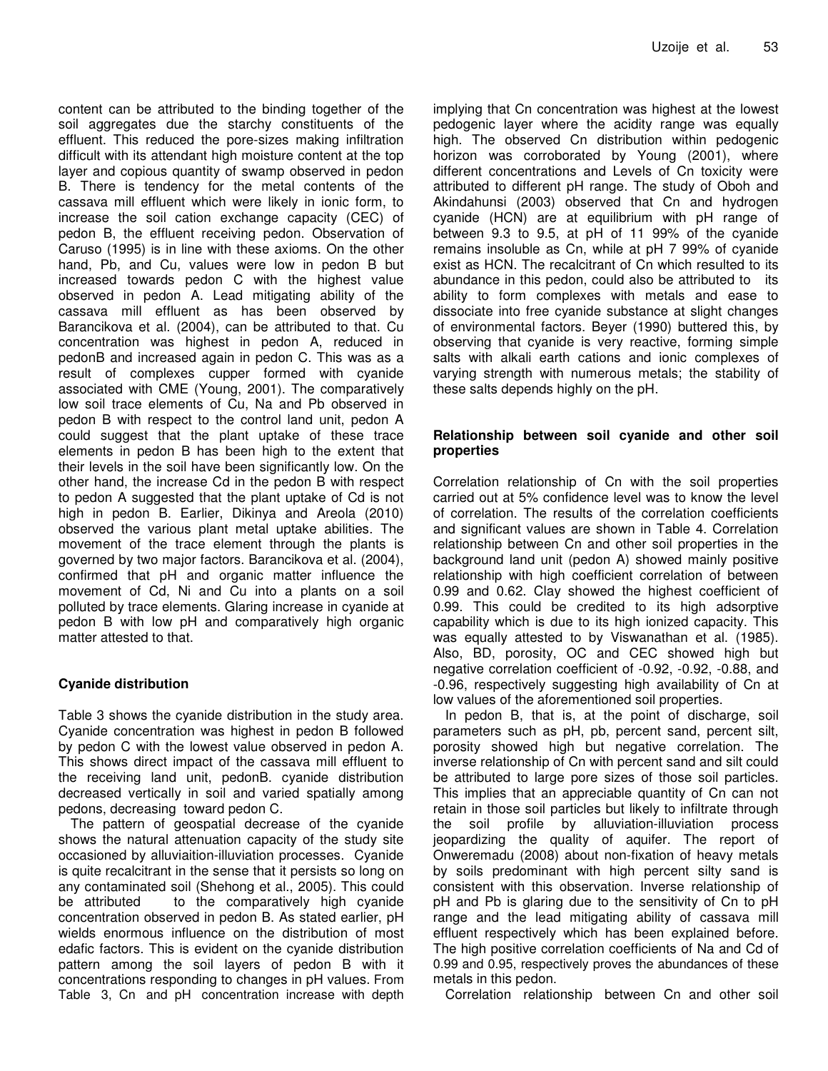content can be attributed to the binding together of the soil aggregates due the starchy constituents of the effluent. This reduced the pore-sizes making infiltration difficult with its attendant high moisture content at the top layer and copious quantity of swamp observed in pedon B. There is tendency for the metal contents of the cassava mill effluent which were likely in ionic form, to increase the soil cation exchange capacity (CEC) of pedon B, the effluent receiving pedon. Observation of Caruso (1995) is in line with these axioms. On the other hand, Pb, and Cu, values were low in pedon B but increased towards pedon C with the highest value observed in pedon A. Lead mitigating ability of the cassava mill effluent as has been observed by Barancikova et al. (2004), can be attributed to that. Cu concentration was highest in pedon A, reduced in pedonB and increased again in pedon C. This was as a result of complexes cupper formed with cyanide associated with CME (Young, 2001). The comparatively low soil trace elements of Cu, Na and Pb observed in pedon B with respect to the control land unit, pedon A could suggest that the plant uptake of these trace elements in pedon B has been high to the extent that their levels in the soil have been significantly low. On the other hand, the increase Cd in the pedon B with respect to pedon A suggested that the plant uptake of Cd is not high in pedon B. Earlier, Dikinya and Areola (2010) observed the various plant metal uptake abilities. The movement of the trace element through the plants is governed by two major factors. Barancikova et al. (2004), confirmed that pH and organic matter influence the movement of Cd, Ni and Cu into a plants on a soil polluted by trace elements. Glaring increase in cyanide at pedon B with low pH and comparatively high organic matter attested to that.

## Cyanide distribution

Table 3 shows the cyanide distribution in the study area. Cyanide concentration was highest in pedon B followed by pedon C with the lowest value observed in pedon A. This shows direct impact of the cassava mill effluent to the receiving land unit, pedonB. cyanide distribution decreased vertically in soil and varied spatially among pedons, decreasing toward pedon C.

The pattern of geospatial decrease of the cyanide shows the natural attenuation capacity of the study site occasioned by alluviaition-illuviation processes. Cyanide is quite recalcitrant in the sense that it persists so long on any contaminated soil (Shehong et al., 2005). This could be attributed to the comparatively high cyanide concentration observed in pedon B. As stated earlier, pH wields enormous influence on the distribution of most edafic factors. This is evident on the cyanide distribution pattern among the soil layers of pedon B with it concentrations responding to changes in pH values. From Table 3, Cn and pH concentration increase with depth implying that Cn concentration was highest at the lowest pedogenic layer where the acidity range was equally high. The observed Cn distribution within pedogenic horizon was corroborated by Young (2001), where different concentrations and Levels of Cn toxicity were attributed to different pH range. The study of Oboh and Akindahunsi (2003) observed that Cn and hydrogen cyanide (HCN) are at equilibrium with pH range of between 9.3 to 9.5, at pH of 11 99% of the cyanide remains insoluble as Cn, while at pH 7 99% of cyanide exist as HCN. The recalcitrant of Cn which resulted to its abundance in this pedon, could also be attributed to its ability to form complexes with metals and ease to dissociate into free cyanide substance at slight changes of environmental factors. Beyer (1990) buttered this, by observing that cyanide is very reactive, forming simple salts with alkali earth cations and ionic complexes of varying strength with numerous metals; the stability of these salts depends highly on the pH.

## Relationship between soil cyanide and other soil properties

Correlation relationship of Cn with the soil properties carried out at 5% confidence level was to know the level of correlation. The results of the correlation coefficients and significant values are shown in Table 4. Correlation relationship between Cn and other soil properties in the background land unit (pedon A) showed mainly positive relationship with high coefficient correlation of between 0.99 and 0.62. Clay showed the highest coefficient of 0.99. This could be credited to its high adsorptive capability which is due to its high ionized capacity. This was equally attested to by Viswanathan et al. (1985). Also, BD, porosity, OC and CEC showed high but negative correlation coefficient of -0.92, -0.92, -0.88, and -0.96, respectively suggesting high availability of Cn at low values of the aforementioned soil properties.

In pedon B, that is, at the point of discharge, soil parameters such as pH, pb, percent sand, percent silt, porosity showed high but negative correlation. The inverse relationship of Cn with percent sand and silt could be attributed to large pore sizes of those soil particles. This implies that an appreciable quantity of Cn can not retain in those soil particles but likely to infiltrate through the soil profile by alluviation-illuviation process jeopardizing the quality of aquifer. The report of Onweremadu (2008) about non-fixation of heavy metals by soils predominant with high percent silty sand is consistent with this observation. Inverse relationship of pH and Pb is glaring due to the sensitivity of Cn to pH range and the lead mitigating ability of cassava mill effluent respectively which has been explained before. The high positive correlation coefficients of Na and Cd of 0.99 and 0.95, respectively proves the abundances of these metals in this pedon.

Correlation relationship between Cn and other soil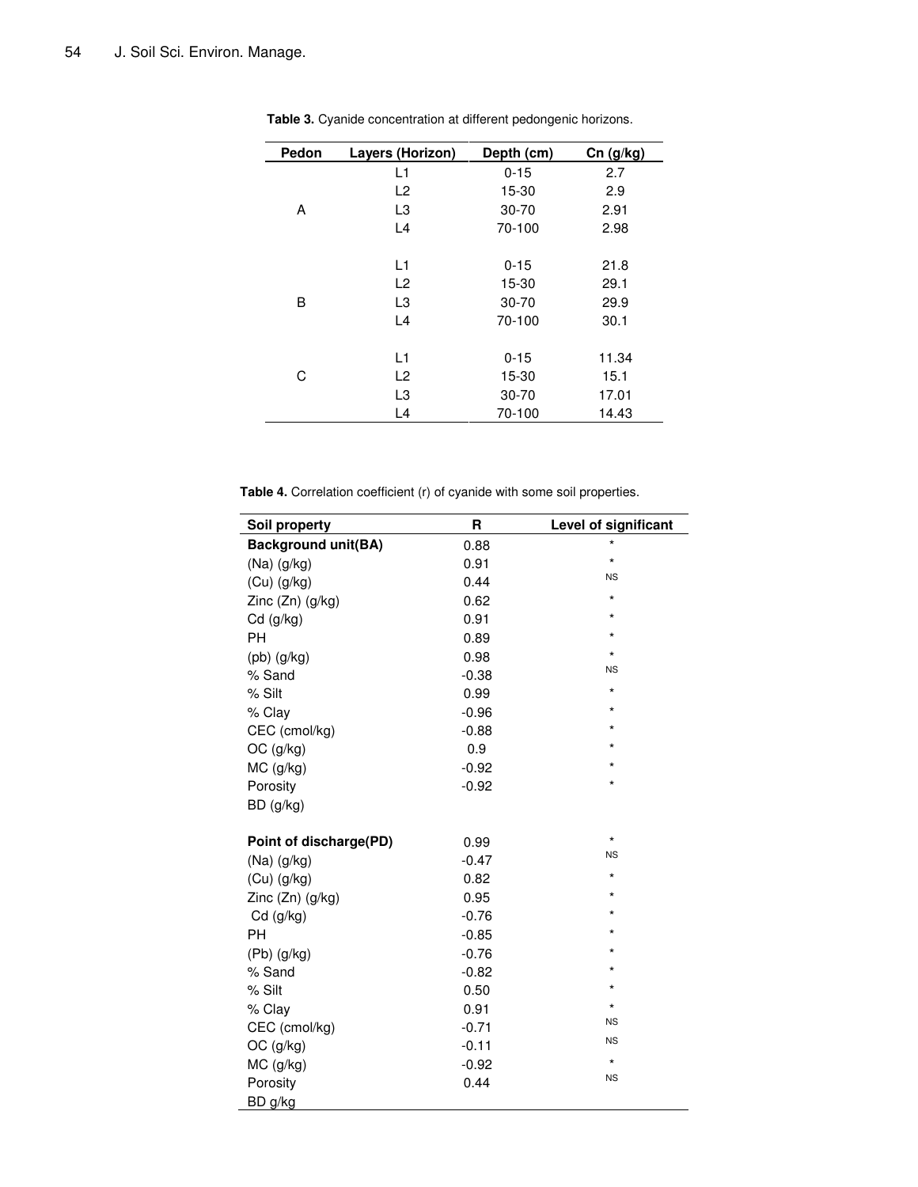**Table 3.** Cyanide concentration at different pedongenic horizons.

| Pedon | Layers (Horizon) | Depth (cm) | Cn (g/kg) |
|---|---|---|---|
| A | L1 | 0-15 | 2.7 |
| | L2 | 15-30 | 2.9 |
| | L3 | 30-70 | 2.91 |
| | L4 | 70-100 | 2.98 |
| B | L1 | 0-15 | 21.8 |
| | L2 | 15-30 | 29.1 |
| | L3 | 30-70 | 29.9 |
| | L4 | 70-100 | 30.1 |
| C | L1 | 0-15 | 11.34 |
| | L2 | 15-30 | 15.1 |
| | L3 | 30-70 | 17.01 |
| | L4 | 70-100 | 14.43 |

**Table 4.** Correlation coefficient (r) of cyanide with some soil properties.

| Soil property | R | Level of significant |
|---|---|---|
| **Background unit(BA)** | 0.88 | * |
| (Na) (g/kg) | 0.91 | * |
| (Cu) (g/kg) | 0.44 | NS |
| Zinc (Zn) (g/kg) | 0.62 | * |
| Cd (g/kg) | 0.91 | * |
| PH | 0.89 | * |
| (pb) (g/kg) | 0.98 | * |
| % Sand | -0.38 | NS |
| % Silt | 0.99 | * |
| % Clay | -0.96 | * |
| CEC (cmol/kg) | -0.88 | * |
| OC (g/kg) | 0.9 | * |
| MC (g/kg) | -0.92 | * |
| Porosity | -0.92 | * |
| BD (g/kg) | | |
| **Point of discharge(PD)** | 0.99 | * |
| (Na) (g/kg) | -0.47 | NS |
| (Cu) (g/kg) | 0.82 | * |
| Zinc (Zn) (g/kg) | 0.95 | * |
| Cd (g/kg) | -0.76 | * |
| PH | -0.85 | * |
| (Pb) (g/kg) | -0.76 | * |
| % Sand | -0.82 | * |
| % Silt | 0.50 | * |
| % Clay | 0.91 | * |
| CEC (cmol/kg) | -0.71 | NS |
| OC (g/kg) | -0.11 | NS |
| MC (g/kg) | -0.92 | * |
| Porosity | 0.44 | NS |
| BD g/kg | | |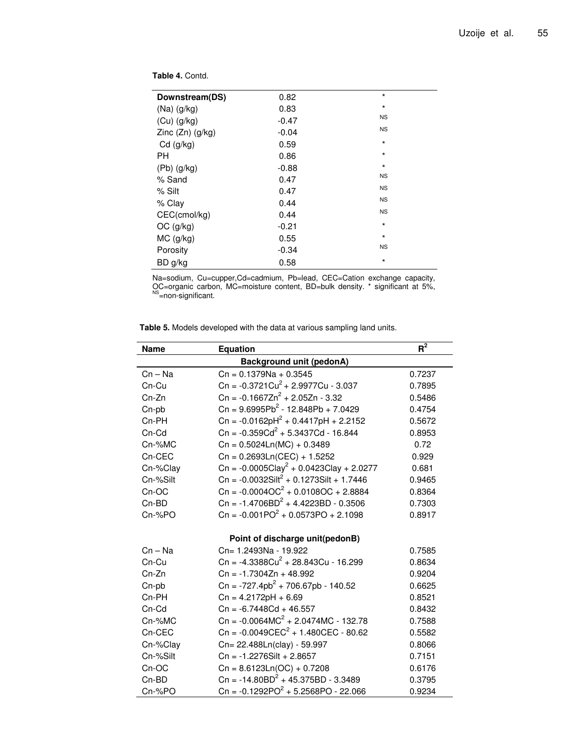**Table 4.** Contd.

| | | |
|---|---|---|
| **Downstream(DS)** | 0.82 | * |
| (Na) (g/kg) | 0.83 | * |
| (Cu) (g/kg) | -0.47 | NS |
| Zinc (Zn) (g/kg) | -0.04 | NS |
| Cd (g/kg) | 0.59 | * |
| PH | 0.86 | * |
| (Pb) (g/kg) | -0.88 | * |
| % Sand | 0.47 | NS |
| % Silt | 0.47 | NS |
| % Clay | 0.44 | NS |
| CEC(cmol/kg) | 0.44 | NS |
| OC (g/kg) | -0.21 | * |
| MC (g/kg) | 0.55 | * |
| Porosity | -0.34 | NS |
| BD g/kg | 0.58 | * |

Na=sodium, Cu=cupper,Cd=cadmium, Pb=lead, CEC=Cation exchange capacity, OC=organic carbon, MC=moisture content, BD=bulk density. * significant at 5%, NS=non-significant.

**Table 5.** Models developed with the data at various sampling land units.

| Name | Equation | $R^2$ |
|---|---|---|
| | **Background unit (pedonA)** | |
| Cn – Na | $Cn = 0.1379Na + 0.3545$ | 0.7237 |
| Cn-Cu | $Cn = -0.3721Cu^2 + 2.9977Cu - 3.037$ | 0.7895 |
| Cn-Zn | $Cn = -0.1667Zn^2 + 2.05Zn - 3.32$ | 0.5486 |
| Cn-pb | $Cn = 9.6995Pb^2 - 12.848Pb + 7.0429$ | 0.4754 |
| Cn-PH | $Cn = -0.0162pH^2 + 0.4417pH + 2.2152$ | 0.5672 |
| Cn-Cd | $Cn = -0.359Cd^2 + 5.3437Cd - 16.844$ | 0.8953 |
| Cn-%MC | $Cn = 0.5024Ln(MC) + 0.3489$ | 0.72 |
| Cn-CEC | $Cn = 0.2693Ln(CEC) + 1.5252$ | 0.929 |
| Cn-%Clay | $Cn = -0.0005Clay^2 + 0.0423Clay + 2.0277$ | 0.681 |
| Cn-%Silt | $Cn = -0.0032Silt^2 + 0.1273Silt + 1.7446$ | 0.9465 |
| Cn-OC | $Cn = -0.0004OC^2 + 0.0108OC + 2.8884$ | 0.8364 |
| Cn-BD | $Cn = -1.4706BD^2 + 4.4223BD - 0.3506$ | 0.7303 |
| Cn-%PO | $Cn = -0.001PO^2 + 0.0573PO + 2.1098$ | 0.8917 |
| | **Point of discharge unit(pedonB)** | |
| Cn – Na | $Cn = 1.2493Na - 19.922$ | 0.7585 |
| Cn-Cu | $Cn = -4.3388Cu^2 + 28.843Cu - 16.299$ | 0.8634 |
| Cn-Zn | $Cn = -1.7304Zn + 48.992$ | 0.9204 |
| Cn-pb | $Cn = -727.4pb^2 + 706.67pb - 140.52$ | 0.6625 |
| Cn-PH | $Cn = 4.2172pH + 6.69$ | 0.8521 |
| Cn-Cd | $Cn = -6.7448Cd + 46.557$ | 0.8432 |
| Cn-%MC | $Cn = -0.0064MC^2 + 2.0474MC - 132.78$ | 0.7588 |
| Cn-CEC | $Cn = -0.0049CEC^2 + 1.480CEC - 80.62$ | 0.5582 |
| Cn-%Clay | $Cn = 22.488Ln(clay) - 59.997$ | 0.8066 |
| Cn-%Silt | $Cn = -1.2276Silt + 2.8657$ | 0.7151 |
| Cn-OC | $Cn = 8.6123Ln(OC) + 0.7208$ | 0.6176 |
| Cn-BD | $Cn = -14.80BD^2 + 45.375BD - 3.3489$ | 0.3795 |
| Cn-%PO | $Cn = -0.1292PO^2 + 5.2568PO - 22.066$ | 0.9234 |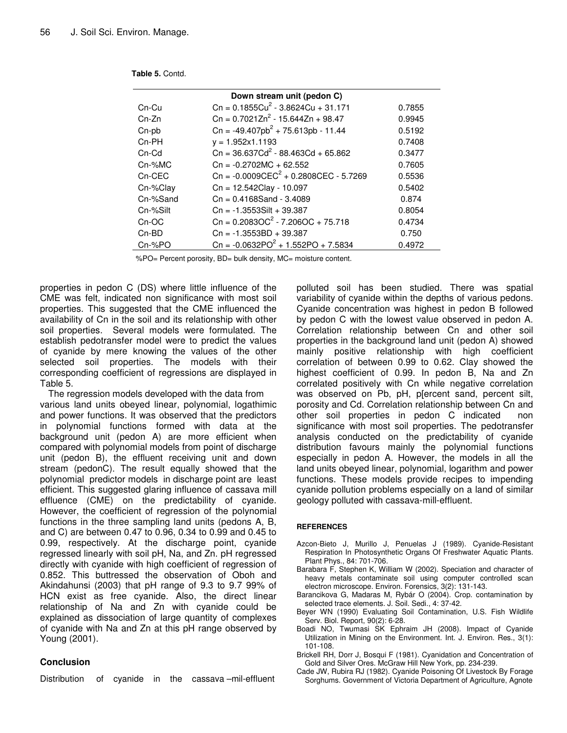**Table 5.** Contd.

| Down stream unit (pedon C) | | |
|---|---|---|
| Cn-Cu | $Cn = 0.1855Cu^2 - 3.8624Cu + 31.171$ | 0.7855 |
| Cn-Zn | $Cn = 0.7021Zn^2 - 15.644Zn + 98.47$ | 0.9945 |
| Cn-pb | $Cn = -49.407pb^2 + 75.613pb - 11.44$ | 0.5192 |
| Cn-PH | $y = 1.952x1.1193$ | 0.7408 |
| Cn-Cd | $Cn = 36.637Cd^2 - 88.463Cd + 65.862$ | 0.3477 |
| Cn-%MC | $Cn = -0.2702MC + 62.552$ | 0.7605 |
| Cn-CEC | $Cn = -0.0009CEC^2 + 0.2808CEC - 5.7269$ | 0.5536 |
| Cn-%Clay | $Cn = 12.542Clay - 10.097$ | 0.5402 |
| Cn-%Sand | $Cn = 0.4168Sand - 3.4089$ | 0.874 |
| Cn-%Silt | $Cn = -1.3553Silt + 39.387$ | 0.8054 |
| Cn-OC | $Cn = 0.2083OC^2 - 7.206OC + 75.718$ | 0.4734 |
| Cn-BD | $Cn = -1.3553BD + 39.387$ | 0.750 |
| Cn-%PO | $Cn = -0.0632PO^2 + 1.552PO + 7.5834$ | 0.4972 |

%PO= Percent porosity, BD= bulk density, MC= moisture content.

properties in pedon C (DS) where little influence of the CME was felt, indicated non significance with most soil properties. This suggested that the CME influenced the availability of Cn in the soil and its relationship with other soil properties. Several models were formulated. The establish pedotransfer model were to predict the values of cyanide by mere knowing the values of the other selected soil properties. The models with their corresponding coefficient of regressions are displayed in Table 5.

The regression models developed with the data from various land units obeyed linear, polynomial, logathimic and power functions. It was observed that the predictors in polynomial functions formed with data at the background unit (pedon A) are more efficient when compared with polynomial models from point of discharge unit (pedon B), the effluent receiving unit and down stream (pedonC). The result equally showed that the polynomial predictor models in discharge point are least efficient. This suggested glaring influence of cassava mill effluence (CME) on the predictability of cyanide. However, the coefficient of regression of the polynomial functions in the three sampling land units (pedons A, B, and C) are between 0.47 to 0.96, 0.34 to 0.99 and 0.45 to 0.99, respectively. At the discharge point, cyanide regressed linearly with soil pH, Na, and Zn. pH regressed directly with cyanide with high coefficient of regression of 0.852. This buttressed the observation of Oboh and Akindahunsi (2003) that pH range of 9.3 to 9.7 99% of HCN exist as free cyanide. Also, the direct linear relationship of Na and Zn with cyanide could be explained as dissociation of large quantity of complexes of cyanide with Na and Zn at this pH range observed by Young (2001).

## Conclusion

Distribution of cyanide in the cassava –mil-effluent polluted soil has been studied. There was spatial variability of cyanide within the depths of various pedons. Cyanide concentration was highest in pedon B followed by pedon C with the lowest value observed in pedon A. Correlation relationship between Cn and other soil properties in the background land unit (pedon A) showed mainly positive relationship with high coefficient correlation of between 0.99 to 0.62. Clay showed the highest coefficient of 0.99. In pedon B, Na and Zn correlated positively with Cn while negative correlation was observed on Pb, pH, p[ercent sand, percent silt, porosity and Cd. Correlation relationship between Cn and other soil properties in pedon C indicated non significance with most soil properties. The pedotransfer analysis conducted on the predictability of cyanide distribution favours mainly the polynomial functions especially in pedon A. However, the models in all the land units obeyed linear, polynomial, logarithm and power functions. These models provide recipes to impending cyanide pollution problems especially on a land of similar geology polluted with cassava-mill-effluent.

### REFERENCES

Azcon-Bieto J, Murillo J, Penuelas J (1989). Cyanide-Resistant Respiration In Photosynthetic Organs Of Freshwater Aquatic Plants. Plant Phys., 84: 701-706.

Barabara F, Stephen K, William W (2002). Speciation and character of heavy metals contaminate soil using computer controlled scan electron microscope. Environ. Forensics, 3(2): 131-143.

Barancikova G, Madaras M, Rybár O (2004). Crop. contamination by selected trace elements. J. Soil. Sedi., 4: 37-42.

Beyer WN (1990) Evaluating Soil Contamination, U.S. Fish Wildlife Serv. Biol. Report, 90(2): 6-28.

Boadi NO, Twumasi SK Ephraim JH (2008). Impact of Cyanide Utilization in Mining on the Environment. Int. J. Environ. Res., 3(1): 101-108.

Brickell RH, Dorr J, Bosqui F (1981). Cyanidation and Concentration of Gold and Silver Ores. McGraw Hill New York, pp. 234-239.

Cade JW, Rubira RJ (1982). Cyanide Poisoning Of Livestock By Forage Sorghums. Government of Victoria Department of Agriculture, Agnote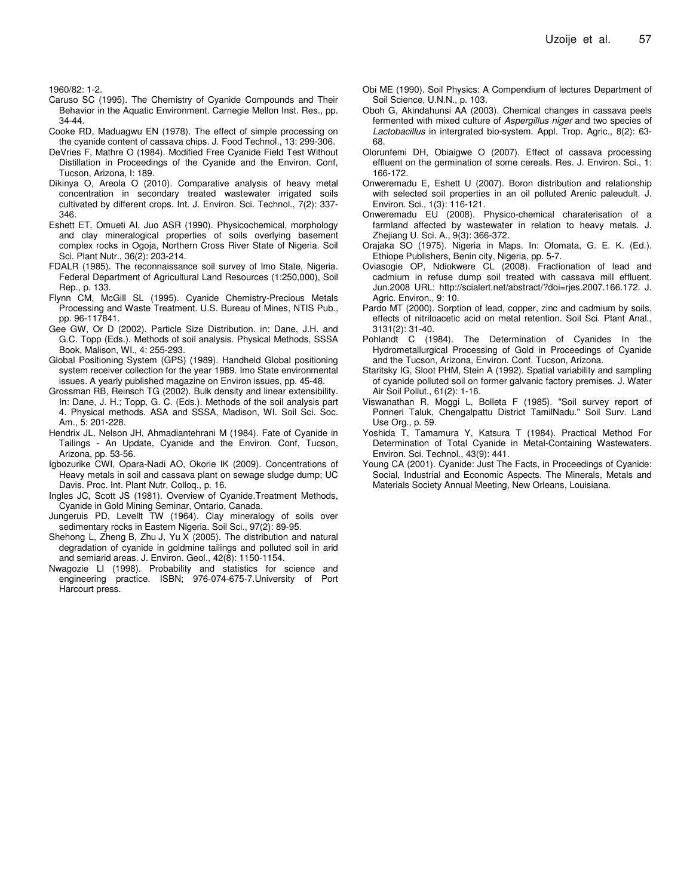1960/82: 1-2.

Caruso SC (1995). The Chemistry of Cyanide Compounds and Their Behavior in the Aquatic Environment. Carnegie Mellon Inst. Res., pp. 34-44.

Cooke RD, Maduagwu EN (1978). The effect of simple processing on the cyanide content of cassava chips. J. Food Technol., 13: 299-306.

DeVries F, Mathre O (1984). Modified Free Cyanide Field Test Without Distillation in Proceedings of the Cyanide and the Environ. Conf, Tucson, Arizona, I: 189.

Dikinya O, Areola O (2010). Comparative analysis of heavy metal concentration in secondary treated wastewater irrigated soils cultivated by different crops. Int. J. Environ. Sci. Technol., 7(2): 337-346.

Eshett ET, Omueti AI, Juo ASR (1990). Physicochemical, morphology and clay mineralogical properties of soils overlying basement complex rocks in Ogoja, Northern Cross River State of Nigeria. Soil Sci. Plant Nutr., 36(2): 203-214.

FDALR (1985). The reconnaissance soil survey of Imo State, Nigeria. Federal Department of Agricultural Land Resources (1:250,000), Soil Rep., p. 133.

Flynn CM, McGill SL (1995). Cyanide Chemistry-Precious Metals Processing and Waste Treatment. U.S. Bureau of Mines, NTIS Pub., pp. 96-117841.

Gee GW, Or D (2002). Particle Size Distribution. in: Dane, J.H. and G.C. Topp (Eds.). Methods of soil analysis. Physical Methods, SSSA Book, Malison, WI., 4: 255-293.

Global Positioning System (GPS) (1989). Handheld Global positioning system receiver collection for the year 1989. Imo State environmental issues. A yearly published magazine on Environ issues, pp. 45-48.

Grossman RB, Reinsch TG (2002). Bulk density and linear extensibility. In: Dane, J. H.; Topp, G. C. (Eds.). Methods of the soil analysis part 4. Physical methods. ASA and SSSA, Madison, WI. Soil Sci. Soc. Am., 5: 201-228.

Hendrix JL, Nelson JH, Ahmadiantehrani M (1984). Fate of Cyanide in Tailings - An Update, Cyanide and the Environ. Conf, Tucson, Arizona, pp. 53-56.

Igbozurike CWI, Opara-Nadi AO, Okorie IK (2009). Concentrations of Heavy metals in soil and cassava plant on sewage sludge dump; UC Davis. Proc. Int. Plant Nutr, Colloq., p. 16.

Ingles JC, Scott JS (1981). Overview of Cyanide.Treatment Methods, Cyanide in Gold Mining Seminar, Ontario, Canada.

Jungeruis PD, Levellt TW (1964). Clay mineralogy of soils over sedimentary rocks in Eastern Nigeria. Soil Sci., 97(2): 89-95.

Shehong L, Zheng B, Zhu J, Yu X (2005). The distribution and natural degradation of cyanide in goldmine tailings and polluted soil in arid and semiarid areas. J. Environ. Geol., 42(8): 1150-1154.

Nwagozie LI (1998). Probability and statistics for science and engineering practice. ISBN; 976-074-675-7.University of Port Harcourt press.

Obi ME (1990). Soil Physics: A Compendium of lectures Department of Soil Science, U.N.N., p. 103.

Oboh G, Akindahunsi AA (2003). Chemical changes in cassava peels fermented with mixed culture of *Aspergillus niger* and two species of *Lactobacillus* in intergrated bio-system. Appl. Trop. Agric., 8(2): 63-68.

Olorunfemi DH, Obiaigwe O (2007). Effect of cassava processing effluent on the germination of some cereals. Res. J. Environ. Sci., 1: 166-172.

Onweremadu E, Eshett U (2007). Boron distribution and relationship with selected soil properties in an oil polluted Arenic paleudult. J. Environ. Sci., 1(3): 116-121.

Onweremadu EU (2008). Physico-chemical charaterisation of a farmland affected by wastewater in relation to heavy metals. J. Zhejiang U. Sci. A., 9(3): 366-372.

Orajaka SO (1975). Nigeria in Maps. In: Ofomata, G. E. K. (Ed.). Ethiope Publishers, Benin city, Nigeria, pp. 5-7.

Oviasogie OP, Ndiokwere CL (2008). Fractionation of lead and cadmium in refuse dump soil treated with cassava mill effluent. Jun.2008 URL: http://scialert.net/abstract/?doi=rjes.2007.166.172. J. Agric. Environ., 9: 10.

Pardo MT (2000). Sorption of lead, copper, zinc and cadmium by soils, effects of nitriloacetic acid on metal retention. Soil Sci. Plant Anal., 3131(2): 31-40.

Pohlandt C (1984). The Determination of Cyanides In the Hydrometallurgical Processing of Gold in Proceedings of Cyanide and the Tucson, Arizona, Environ. Conf. Tucson, Arizona.

Staritsky IG, Sloot PHM, Stein A (1992). Spatial variability and sampling of cyanide polluted soil on former galvanic factory premises. J. Water Air Soil Pollut., 61(2): 1-16.

Viswanathan R, Moggi L, Bolleta F (1985). "Soil survey report of Ponneri Taluk, Chengalpattu District TamilNadu." Soil Surv. Land Use Org., p. 59.

Yoshida T, Tamamura Y, Katsura T (1984). Practical Method For Determination of Total Cyanide in Metal-Containing Wastewaters. Environ. Sci. Technol., 43(9): 441.

Young CA (2001). Cyanide: Just The Facts, in Proceedings of Cyanide: Social, Industrial and Economic Aspects. The Minerals, Metals and Materials Society Annual Meeting, New Orleans, Louisiana.